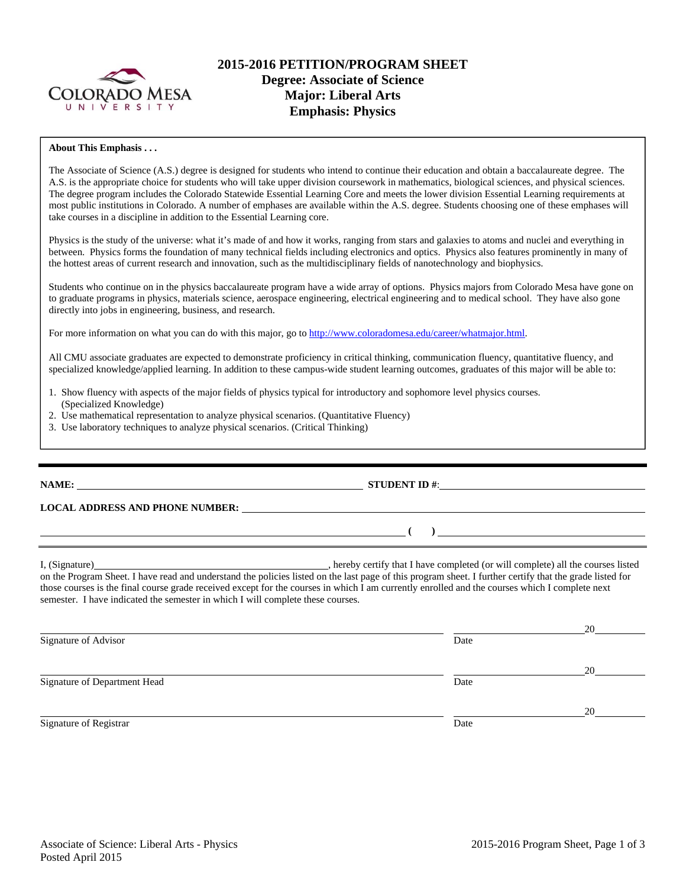# 2015-2016 PETITION/PROGRAM SHEET
## Degree: Associate of Science
## Major: Liberal Arts
## Emphasis: Physics

**About This Emphasis . . .**

The Associate of Science (A.S.) degree is designed for students who intend to continue their education and obtain a baccalaureate degree. The A.S. is the appropriate choice for students who will take upper division coursework in mathematics, biological sciences, and physical sciences. The degree program includes the Colorado Statewide Essential Learning Core and meets the lower division Essential Learning requirements at most public institutions in Colorado. A number of emphases are available within the A.S. degree. Students choosing one of these emphases will take courses in a discipline in addition to the Essential Learning core.

Physics is the study of the universe: what it's made of and how it works, ranging from stars and galaxies to atoms and nuclei and everything in between. Physics forms the foundation of many technical fields including electronics and optics. Physics also features prominently in many of the hottest areas of current research and innovation, such as the multidisciplinary fields of nanotechnology and biophysics.

Students who continue on in the physics baccalaureate program have a wide array of options. Physics majors from Colorado Mesa have gone on to graduate programs in physics, materials science, aerospace engineering, electrical engineering and to medical school. They have also gone directly into jobs in engineering, business, and research.

For more information on what you can do with this major, go to http://www.coloradomesa.edu/career/whatmajor.html.

All CMU associate graduates are expected to demonstrate proficiency in critical thinking, communication fluency, quantitative fluency, and specialized knowledge/applied learning. In addition to these campus-wide student learning outcomes, graduates of this major will be able to:

1. Show fluency with aspects of the major fields of physics typical for introductory and sophomore level physics courses. (Specialized Knowledge)
2. Use mathematical representation to analyze physical scenarios. (Quantitative Fluency)
3. Use laboratory techniques to analyze physical scenarios. (Critical Thinking)

---

**NAME:** ______________________________ **STUDENT ID #:** ______________________________

**LOCAL ADDRESS AND PHONE NUMBER:** ______________________________

______________________________ **( )** ______________________________

I, (Signature)______________________________, hereby certify that I have completed (or will complete) all the courses listed on the Program Sheet. I have read and understand the policies listed on the last page of this program sheet. I further certify that the grade listed for those courses is the final course grade received except for the courses in which I am currently enrolled and the courses which I complete next semester. I have indicated the semester in which I will complete these courses.

______________________________ ______________20______
Signature of Advisor Date

______________________________ ______________20______
Signature of Department Head Date

______________________________ ______________20______
Signature of Registrar Date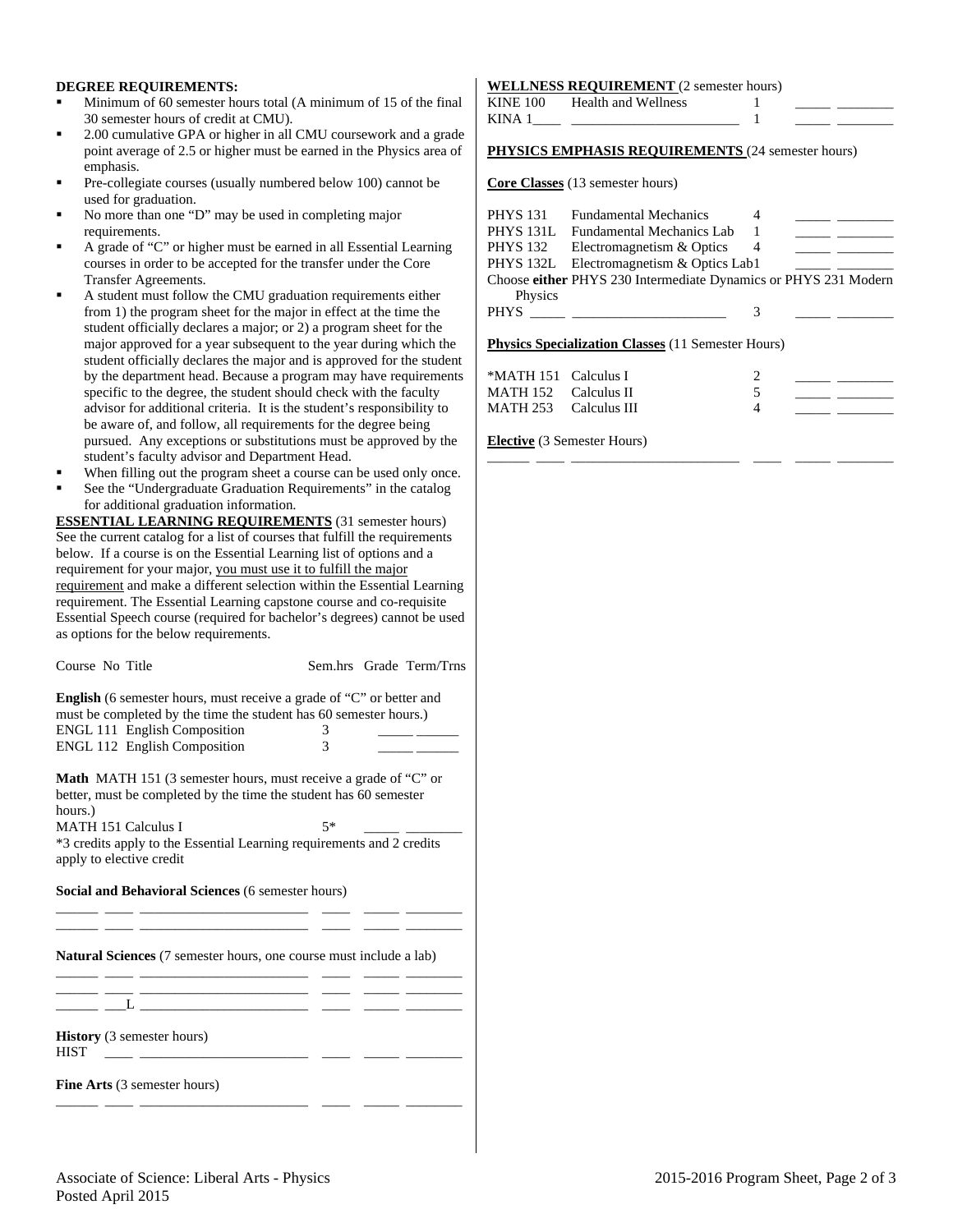## DEGREE REQUIREMENTS:

- Minimum of 60 semester hours total (A minimum of 15 of the final 30 semester hours of credit at CMU).
- 2.00 cumulative GPA or higher in all CMU coursework and a grade point average of 2.5 or higher must be earned in the Physics area of emphasis.
- Pre-collegiate courses (usually numbered below 100) cannot be used for graduation.
- No more than one "D" may be used in completing major requirements.
- A grade of "C" or higher must be earned in all Essential Learning courses in order to be accepted for the transfer under the Core Transfer Agreements.
- A student must follow the CMU graduation requirements either from 1) the program sheet for the major in effect at the time the student officially declares a major; or 2) a program sheet for the major approved for a year subsequent to the year during which the student officially declares the major and is approved for the student by the department head. Because a program may have requirements specific to the degree, the student should check with the faculty advisor for additional criteria. It is the student's responsibility to be aware of, and follow, all requirements for the degree being pursued. Any exceptions or substitutions must be approved by the student's faculty advisor and Department Head.
- When filling out the program sheet a course can be used only once.
- See the "Undergraduate Graduation Requirements" in the catalog for additional graduation information.

**ESSENTIAL LEARNING REQUIREMENTS** (31 semester hours) See the current catalog for a list of courses that fulfill the requirements below. If a course is on the Essential Learning list of options and a requirement for your major, you must use it to fulfill the major requirement and make a different selection within the Essential Learning requirement. The Essential Learning capstone course and co-requisite Essential Speech course (required for bachelor's degrees) cannot be used as options for the below requirements.

Course No Title — Sem.hrs — Grade — Term/Trns

**English** (6 semester hours, must receive a grade of "C" or better and must be completed by the time the student has 60 semester hours.)

| Course | Title | Sem.hrs | Grade | Term/Trns |
|---|---|---|---|---|
| ENGL 111 | English Composition | 3 | _____ | ______ |
| ENGL 112 | English Composition | 3 | _____ | ______ |

**Math** MATH 151 (3 semester hours, must receive a grade of "C" or better, must be completed by the time the student has 60 semester hours.)

| Course | Title | Sem.hrs | Grade | Term/Trns |
|---|---|---|---|---|
| MATH 151 | Calculus I | 5* | _____ | ________ |

*3 credits apply to the Essential Learning requirements and 2 credits apply to elective credit

**Social and Behavioral Sciences** (6 semester hours)

| Course | No | Title | Sem.hrs | Grade | Term/Trns |
|---|---|---|---|---|---|
| ______ | ____ | ________________________ | ____ | _____ | ________ |
| ______ | ____ | ________________________ | ____ | _____ | ________ |

**Natural Sciences** (7 semester hours, one course must include a lab)

| Course | No | Title | Sem.hrs | Grade | Term/Trns |
|---|---|---|---|---|---|
| ______ | ____ | ________________________ | ____ | _____ | ________ |
| ______ | ____ | ________________________ | ____ | _____ | ________ |
| ______ | ___L | ________________________ | ____ | _____ | ________ |

**History** (3 semester hours)

| Course | No | Title | Sem.hrs | Grade | Term/Trns |
|---|---|---|---|---|---|
| HIST | ____ | ________________________ | ____ | _____ | ________ |

**Fine Arts** (3 semester hours)

| Course | No | Title | Sem.hrs | Grade | Term/Trns |
|---|---|---|---|---|---|
| ______ | ____ | ________________________ | ____ | _____ | ________ |

**WELLNESS REQUIREMENT** (2 semester hours)

| Course | Title | Sem.hrs | Grade | Term/Trns |
|---|---|---|---|---|
| KINE 100 | Health and Wellness | 1 | _____ | ________ |
| KINA 1____ | ________________________ | 1 | _____ | ________ |

**PHYSICS EMPHASIS REQUIREMENTS** (24 semester hours)

**Core Classes** (13 semester hours)

| Course | Title | Sem.hrs | Grade | Term/Trns |
|---|---|---|---|---|
| PHYS 131 | Fundamental Mechanics | 4 | _____ | ________ |
| PHYS 131L | Fundamental Mechanics Lab | 1 | _____ | ________ |
| PHYS 132 | Electromagnetism & Optics | 4 | _____ | ________ |
| PHYS 132L | Electromagnetism & Optics Lab | 1 | _____ | ________ |

Choose **either** PHYS 230 Intermediate Dynamics or PHYS 231 Modern Physics

| Course | Title | Sem.hrs | Grade | Term/Trns |
|---|---|---|---|---|
| PHYS _____ | ______________________ | 3 | _____ | ________ |

**Physics Specialization Classes** (11 Semester Hours)

| Course | Title | Sem.hrs | Grade | Term/Trns |
|---|---|---|---|---|
| *MATH 151 | Calculus I | 2 | _____ | ________ |
| MATH 152 | Calculus II | 5 | _____ | ________ |
| MATH 253 | Calculus III | 4 | _____ | ________ |

**Elective** (3 Semester Hours)

| Course | No | Title | Sem.hrs | Grade | Term/Trns |
|---|---|---|---|---|---|
| ______ | ____ | ________________________ | ____ | _____ | ________ |

Associate of Science: Liberal Arts - Physics
Posted April 2015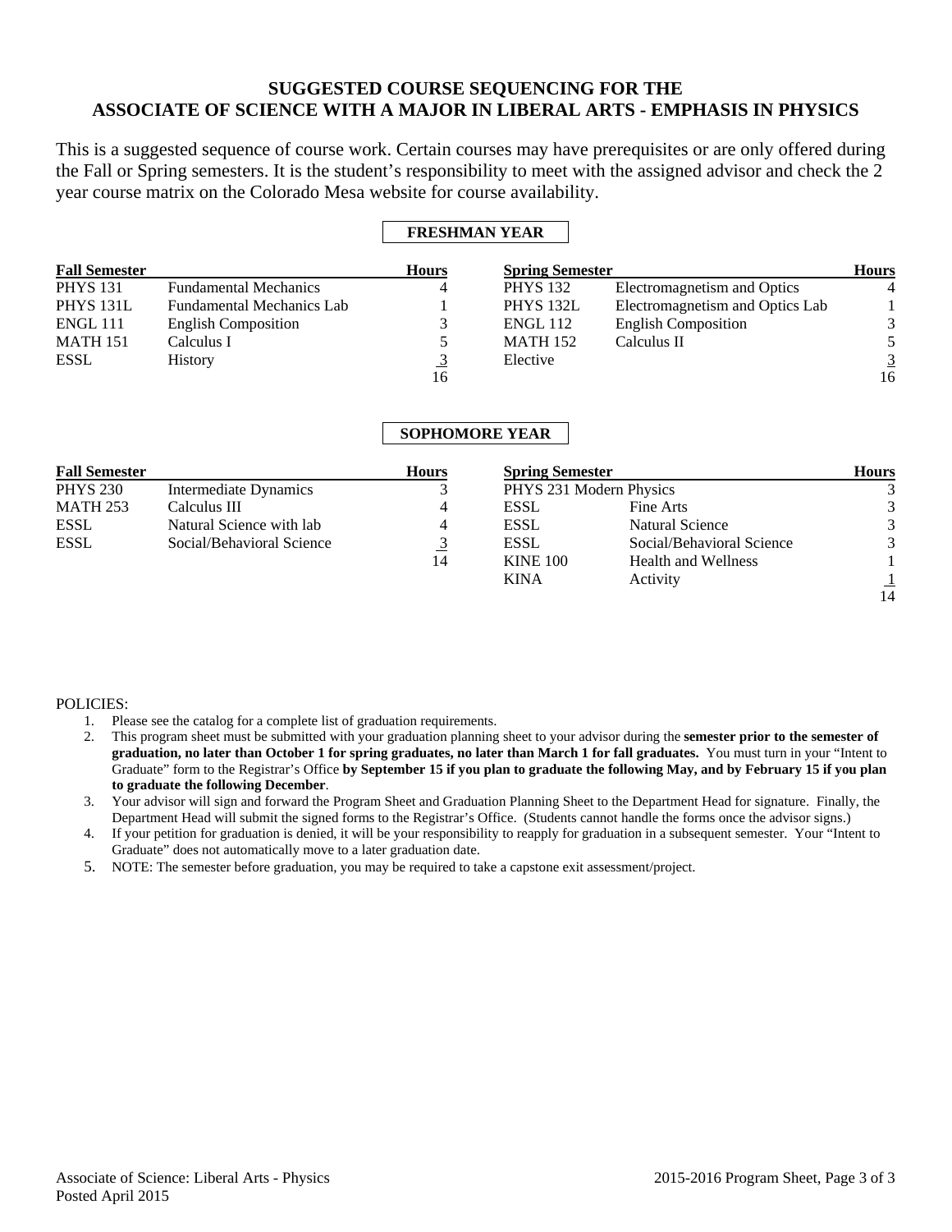# SUGGESTED COURSE SEQUENCING FOR THE ASSOCIATE OF SCIENCE WITH A MAJOR IN LIBERAL ARTS - EMPHASIS IN PHYSICS

This is a suggested sequence of course work. Certain courses may have prerequisites or are only offered during the Fall or Spring semesters. It is the student's responsibility to meet with the assigned advisor and check the 2 year course matrix on the Colorado Mesa website for course availability.

## FRESHMAN YEAR

| Fall Semester | | Hours | Spring Semester | | Hours |
|---|---|---|---|---|---|
| PHYS 131 | Fundamental Mechanics | 4 | PHYS 132 | Electromagnetism and Optics | 4 |
| PHYS 131L | Fundamental Mechanics Lab | 1 | PHYS 132L | Electromagnetism and Optics Lab | 1 |
| ENGL 111 | English Composition | 3 | ENGL 112 | English Composition | 3 |
| MATH 151 | Calculus I | 5 | MATH 152 | Calculus II | 5 |
| ESSL | History | 3 | Elective | | 3 |
| | | 16 | | | 16 |

## SOPHOMORE YEAR

| Fall Semester | | Hours | Spring Semester | | Hours |
|---|---|---|---|---|---|
| PHYS 230 | Intermediate Dynamics | 3 | PHYS 231 Modern Physics | | 3 |
| MATH 253 | Calculus III | 4 | ESSL | Fine Arts | 3 |
| ESSL | Natural Science with lab | 4 | ESSL | Natural Science | 3 |
| ESSL | Social/Behavioral Science | 3 | ESSL | Social/Behavioral Science | 3 |
| | | 14 | KINE 100 | Health and Wellness | 1 |
| | | | KINA | Activity | 1 |
| | | | | | 14 |

POLICIES:

1. Please see the catalog for a complete list of graduation requirements.
2. This program sheet must be submitted with your graduation planning sheet to your advisor during the **semester prior to the semester of graduation, no later than October 1 for spring graduates, no later than March 1 for fall graduates.** You must turn in your "Intent to Graduate" form to the Registrar's Office **by September 15 if you plan to graduate the following May, and by February 15 if you plan to graduate the following December**.
3. Your advisor will sign and forward the Program Sheet and Graduation Planning Sheet to the Department Head for signature. Finally, the Department Head will submit the signed forms to the Registrar's Office. (Students cannot handle the forms once the advisor signs.)
4. If your petition for graduation is denied, it will be your responsibility to reapply for graduation in a subsequent semester. Your "Intent to Graduate" does not automatically move to a later graduation date.
5. NOTE: The semester before graduation, you may be required to take a capstone exit assessment/project.